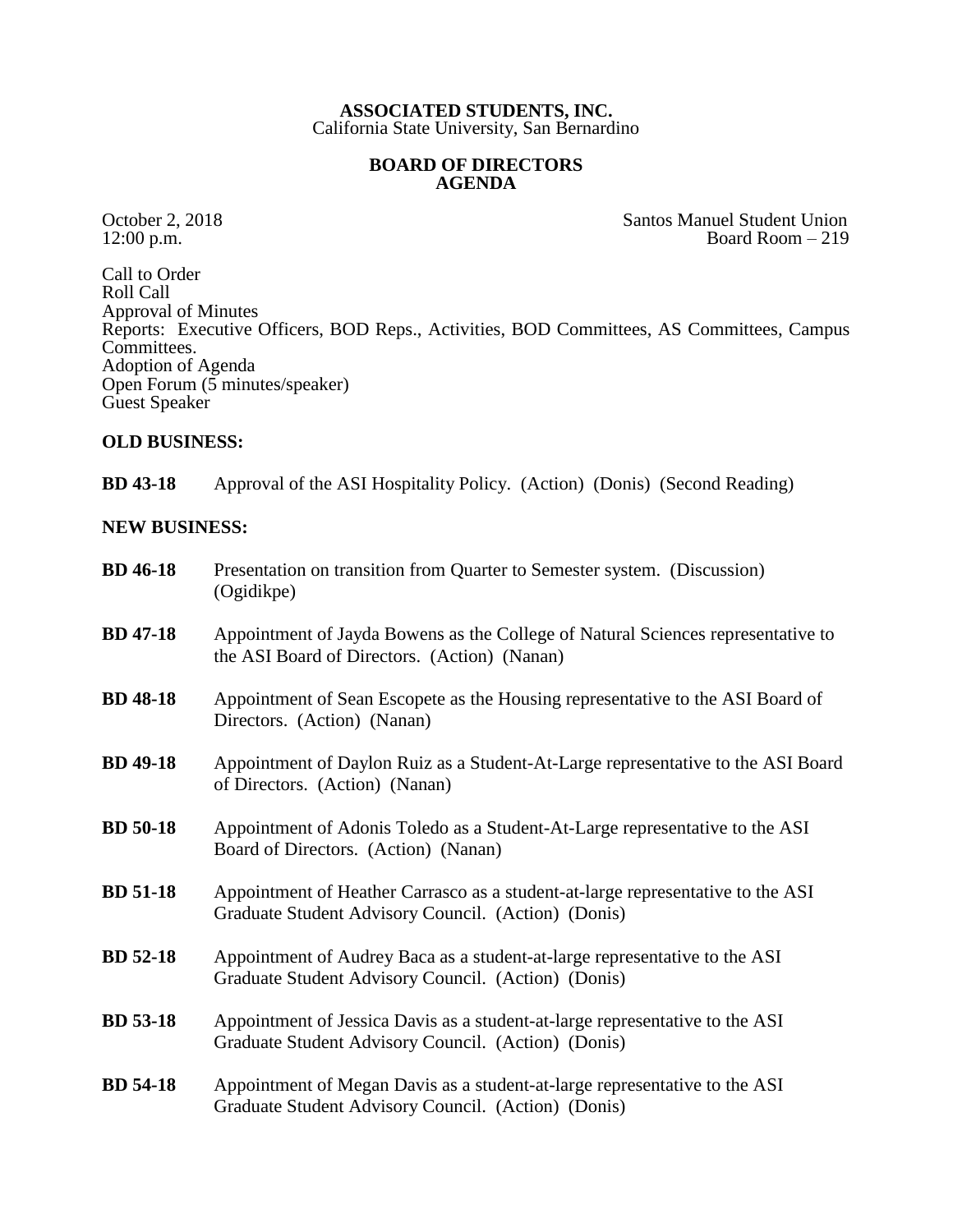# ASSOCIATED STUDENTS, INC.

California State University, San Bernardino

## BOARD OF DIRECTORS AGENDA

October 2, 2018
12:00 p.m.

Santos Manuel Student Union
Board Room – 219

Call to Order
Roll Call
Approval of Minutes
Reports: Executive Officers, BOD Reps., Activities, BOD Committees, AS Committees, Campus Committees.
Adoption of Agenda
Open Forum (5 minutes/speaker)
Guest Speaker

**OLD BUSINESS:**

**BD 43-18** Approval of the ASI Hospitality Policy. (Action) (Donis) (Second Reading)

**NEW BUSINESS:**

**BD 46-18** Presentation on transition from Quarter to Semester system. (Discussion) (Ogidikpe)

**BD 47-18** Appointment of Jayda Bowens as the College of Natural Sciences representative to the ASI Board of Directors. (Action) (Nanan)

**BD 48-18** Appointment of Sean Escopete as the Housing representative to the ASI Board of Directors. (Action) (Nanan)

**BD 49-18** Appointment of Daylon Ruiz as a Student-At-Large representative to the ASI Board of Directors. (Action) (Nanan)

**BD 50-18** Appointment of Adonis Toledo as a Student-At-Large representative to the ASI Board of Directors. (Action) (Nanan)

**BD 51-18** Appointment of Heather Carrasco as a student-at-large representative to the ASI Graduate Student Advisory Council. (Action) (Donis)

**BD 52-18** Appointment of Audrey Baca as a student-at-large representative to the ASI Graduate Student Advisory Council. (Action) (Donis)

**BD 53-18** Appointment of Jessica Davis as a student-at-large representative to the ASI Graduate Student Advisory Council. (Action) (Donis)

**BD 54-18** Appointment of Megan Davis as a student-at-large representative to the ASI Graduate Student Advisory Council. (Action) (Donis)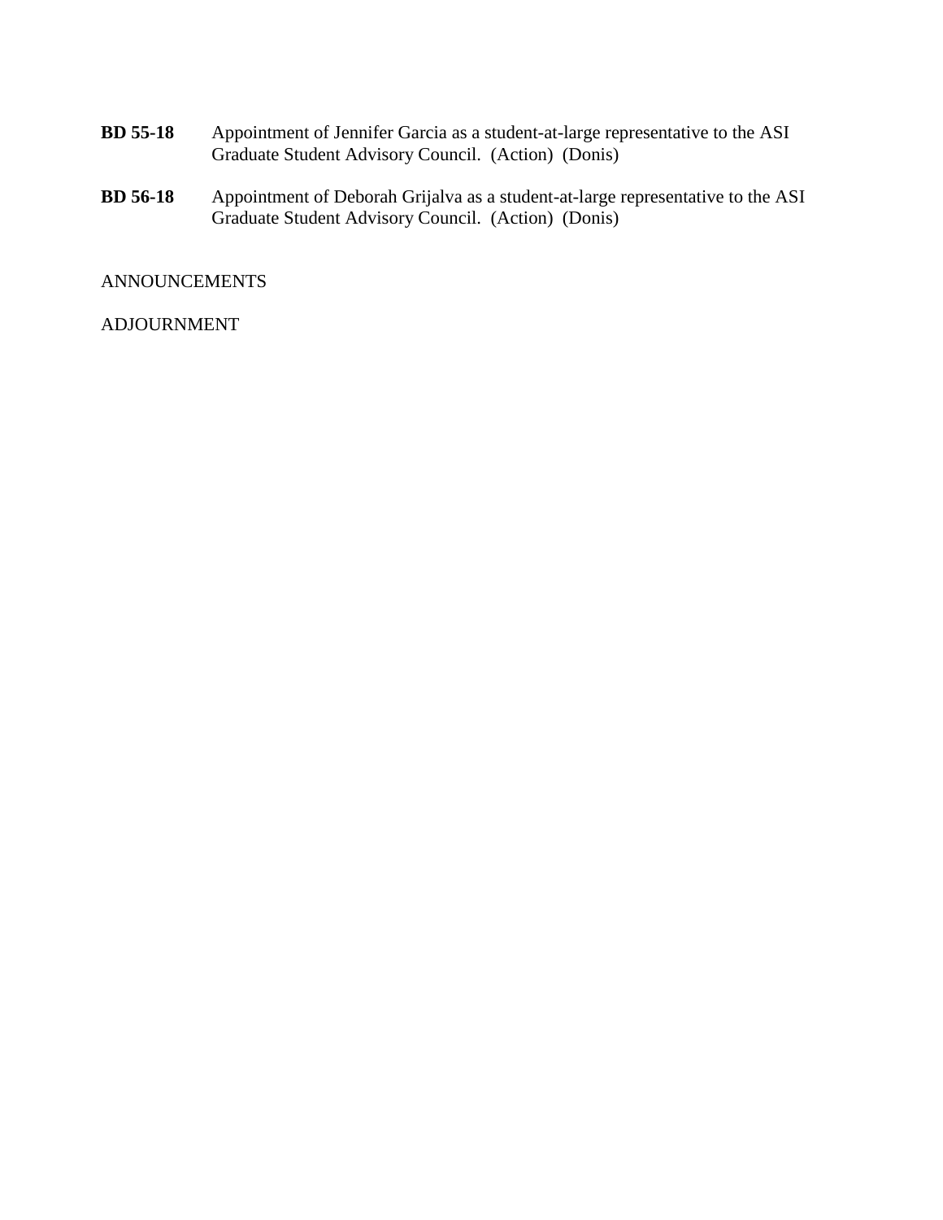**BD 55-18** Appointment of Jennifer Garcia as a student-at-large representative to the ASI Graduate Student Advisory Council. (Action) (Donis)

**BD 56-18** Appointment of Deborah Grijalva as a student-at-large representative to the ASI Graduate Student Advisory Council. (Action) (Donis)

ANNOUNCEMENTS

ADJOURNMENT